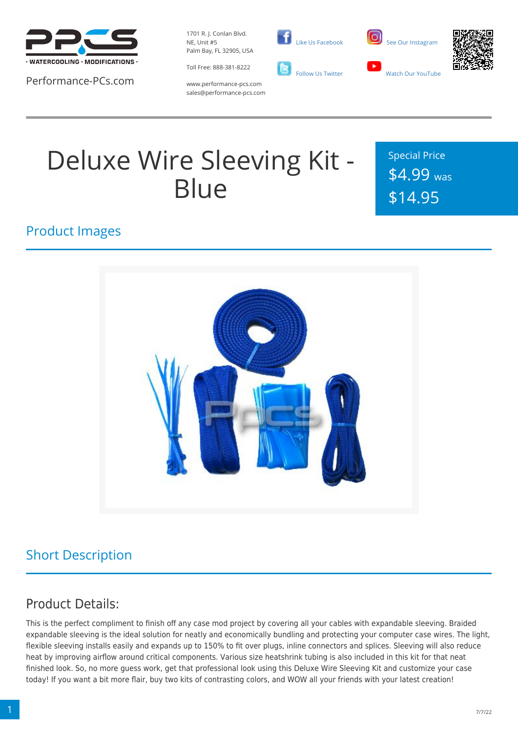PPCS · WATERCOOLING · MODIFICATIONS ·

Performance-PCs.com

1701 R. J. Conlan Blvd.
NE, Unit #5
Palm Bay, FL 32905, USA

Toll Free: 888-381-8222

www.performance-pcs.com
sales@performance-pcs.com

Like Us Facebook

See Our Instagram

Follow Us Twitter

Watch Our YouTube

# Deluxe Wire Sleeving Kit - Blue

Special Price
$4.99 was
$14.95

## Product Images

## Short Description

### Product Details:

This is the perfect compliment to finish off any case mod project by covering all your cables with expandable sleeving. Braided expandable sleeving is the ideal solution for neatly and economically bundling and protecting your computer case wires. The light, flexible sleeving installs easily and expands up to 150% to fit over plugs, inline connectors and splices. Sleeving will also reduce heat by improving airflow around critical components. Various size heatshrink tubing is also included in this kit for that neat finished look. So, no more guess work, get that professional look using this Deluxe Wire Sleeving Kit and customize your case today! If you want a bit more flair, buy two kits of contrasting colors, and WOW all your friends with your latest creation!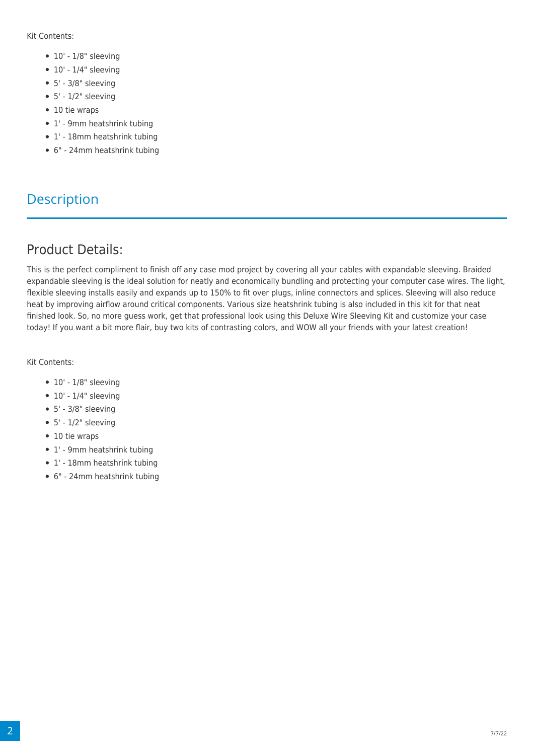Kit Contents:

- 10' - 1/8" sleeving
- 10' - 1/4" sleeving
- 5' - 3/8" sleeving
- 5' - 1/2" sleeving
- 10 tie wraps
- 1' - 9mm heatshrink tubing
- 1' - 18mm heatshrink tubing
- 6" - 24mm heatshrink tubing

## Description

### Product Details:

This is the perfect compliment to finish off any case mod project by covering all your cables with expandable sleeving. Braided expandable sleeving is the ideal solution for neatly and economically bundling and protecting your computer case wires. The light, flexible sleeving installs easily and expands up to 150% to fit over plugs, inline connectors and splices. Sleeving will also reduce heat by improving airflow around critical components. Various size heatshrink tubing is also included in this kit for that neat finished look. So, no more guess work, get that professional look using this Deluxe Wire Sleeving Kit and customize your case today! If you want a bit more flair, buy two kits of contrasting colors, and WOW all your friends with your latest creation!

Kit Contents:

- 10' - 1/8" sleeving
- 10' - 1/4" sleeving
- 5' - 3/8" sleeving
- 5' - 1/2" sleeving
- 10 tie wraps
- 1' - 9mm heatshrink tubing
- 1' - 18mm heatshrink tubing
- 6" - 24mm heatshrink tubing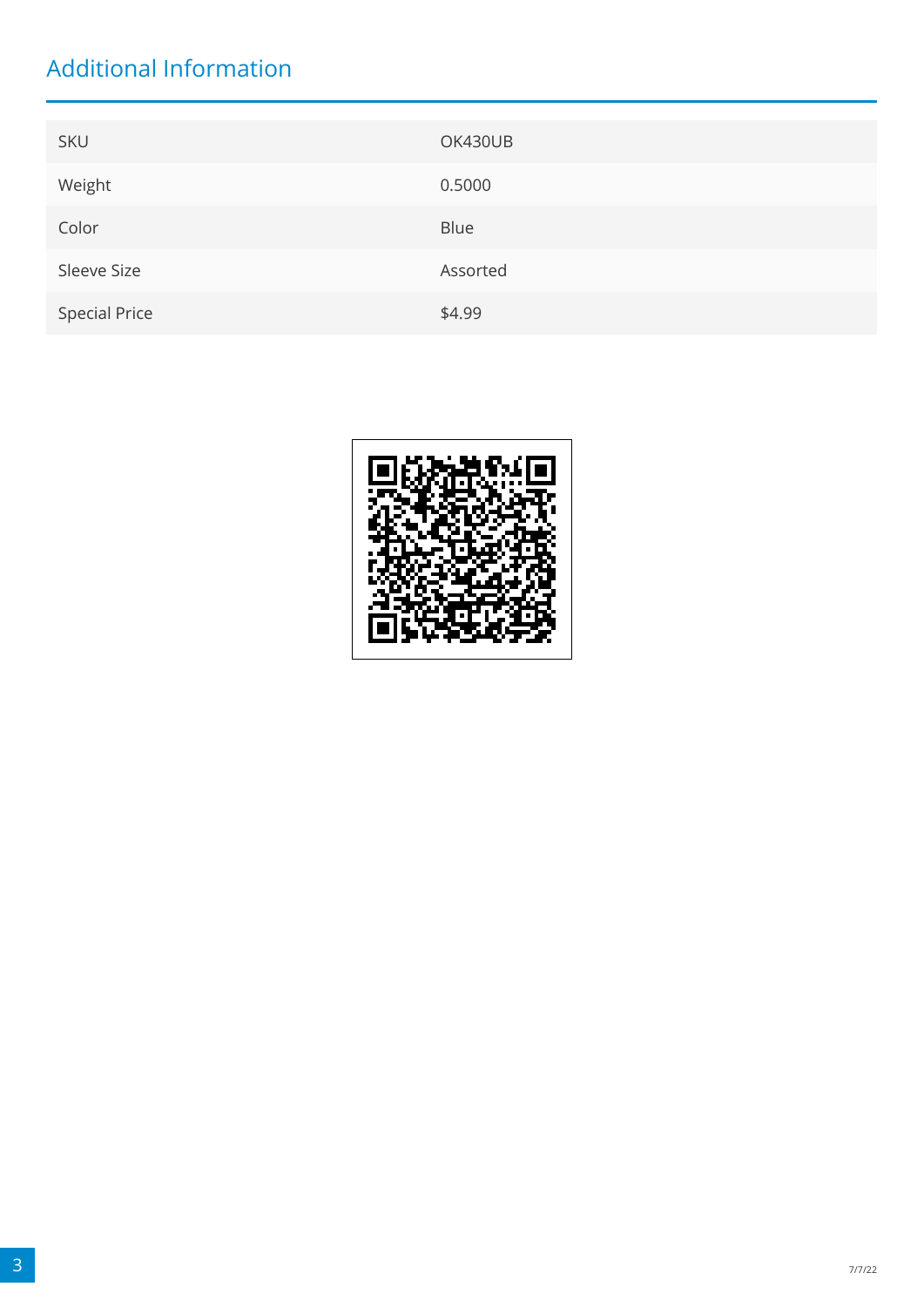## Additional Information

| | |
|---|---|
| SKU | OK430UB |
| Weight | 0.5000 |
| Color | Blue |
| Sleeve Size | Assorted |
| Special Price | $4.99 |